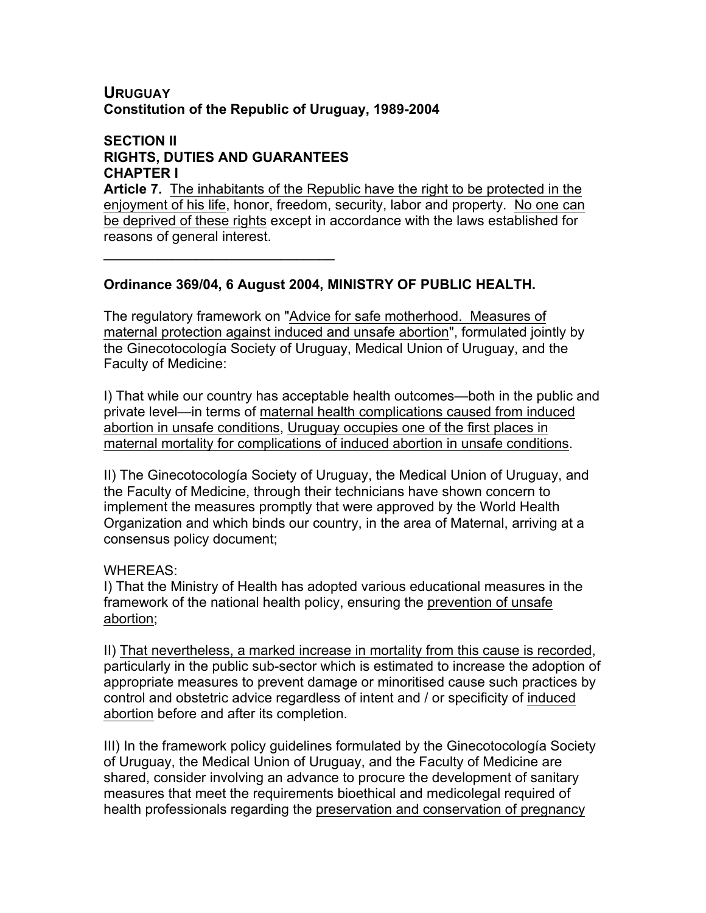**URUGUAY**
**Constitution of the Republic of Uruguay, 1989-2004**

**SECTION II**
**RIGHTS, DUTIES AND GUARANTEES**
**CHAPTER I**

**Article 7.** The inhabitants of the Republic have the right to be protected in the enjoyment of his life, honor, freedom, security, labor and property. No one can be deprived of these rights except in accordance with the laws established for reasons of general interest.

---

**Ordinance 369/04, 6 August 2004, MINISTRY OF PUBLIC HEALTH.**

The regulatory framework on "Advice for safe motherhood. Measures of maternal protection against induced and unsafe abortion", formulated jointly by the Ginecotocología Society of Uruguay, Medical Union of Uruguay, and the Faculty of Medicine:

I) That while our country has acceptable health outcomes—both in the public and private level—in terms of maternal health complications caused from induced abortion in unsafe conditions, Uruguay occupies one of the first places in maternal mortality for complications of induced abortion in unsafe conditions.

II) The Ginecotocología Society of Uruguay, the Medical Union of Uruguay, and the Faculty of Medicine, through their technicians have shown concern to implement the measures promptly that were approved by the World Health Organization and which binds our country, in the area of Maternal, arriving at a consensus policy document;

WHEREAS:
I) That the Ministry of Health has adopted various educational measures in the framework of the national health policy, ensuring the prevention of unsafe abortion;

II) That nevertheless, a marked increase in mortality from this cause is recorded, particularly in the public sub-sector which is estimated to increase the adoption of appropriate measures to prevent damage or minoritised cause such practices by control and obstetric advice regardless of intent and / or specificity of induced abortion before and after its completion.

III) In the framework policy guidelines formulated by the Ginecotocología Society of Uruguay, the Medical Union of Uruguay, and the Faculty of Medicine are shared, consider involving an advance to procure the development of sanitary measures that meet the requirements bioethical and medicolegal required of health professionals regarding the preservation and conservation of pregnancy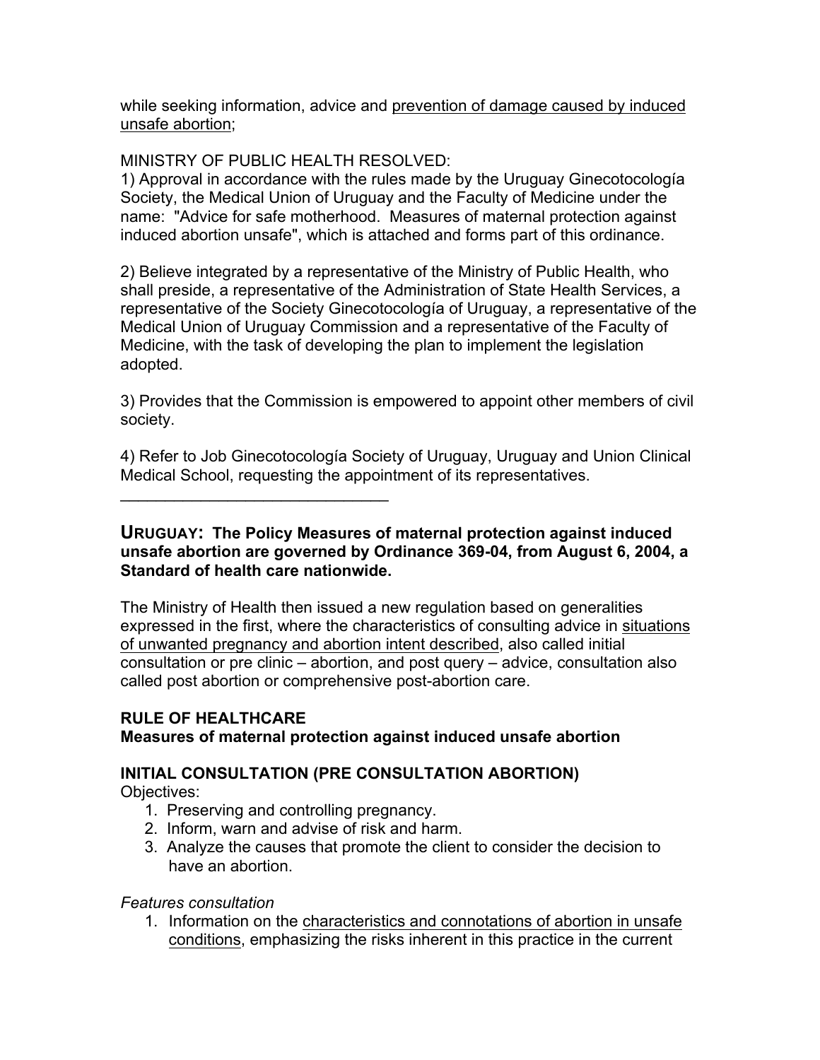while seeking information, advice and <u>prevention of damage caused by induced unsafe abortion</u>;

MINISTRY OF PUBLIC HEALTH RESOLVED:
1) Approval in accordance with the rules made by the Uruguay Ginecotocología Society, the Medical Union of Uruguay and the Faculty of Medicine under the name: "Advice for safe motherhood. Measures of maternal protection against induced abortion unsafe", which is attached and forms part of this ordinance.

2) Believe integrated by a representative of the Ministry of Public Health, who shall preside, a representative of the Administration of State Health Services, a representative of the Society Ginecotocología of Uruguay, a representative of the Medical Union of Uruguay Commission and a representative of the Faculty of Medicine, with the task of developing the plan to implement the legislation adopted.

3) Provides that the Commission is empowered to appoint other members of civil society.

4) Refer to Job Ginecotocología Society of Uruguay, Uruguay and Union Clinical Medical School, requesting the appointment of its representatives.

______________________________

**URUGUAY: The Policy Measures of maternal protection against induced unsafe abortion are governed by Ordinance 369-04, from August 6, 2004, a Standard of health care nationwide.**

The Ministry of Health then issued a new regulation based on generalities expressed in the first, where the characteristics of consulting advice in <u>situations of unwanted pregnancy and abortion intent described</u>, also called initial consultation or pre clinic – abortion, and post query – advice, consultation also called post abortion or comprehensive post-abortion care.

**RULE OF HEALTHCARE**
**Measures of maternal protection against induced unsafe abortion**

**INITIAL CONSULTATION (PRE CONSULTATION ABORTION)**

Objectives:

1. Preserving and controlling pregnancy.
2. Inform, warn and advise of risk and harm.
3. Analyze the causes that promote the client to consider the decision to have an abortion.

*Features consultation*

1. Information on the <u>characteristics and connotations of abortion in unsafe conditions</u>, emphasizing the risks inherent in this practice in the current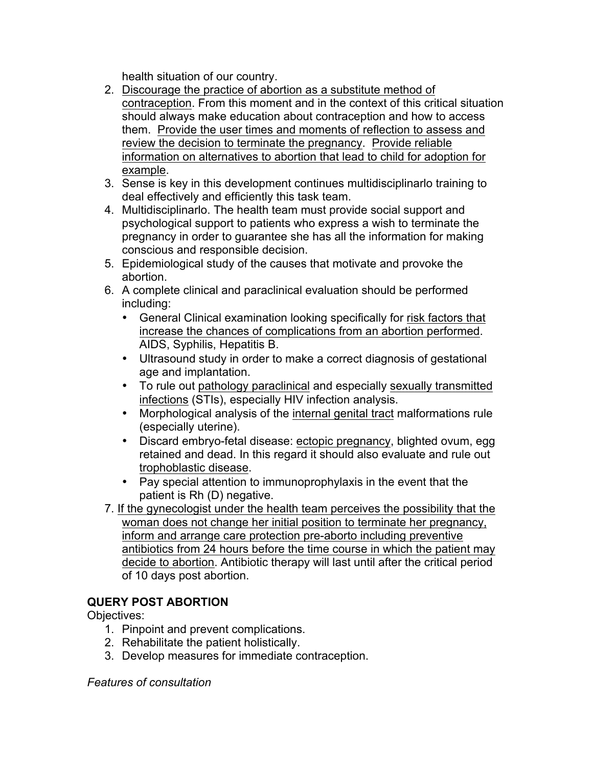health situation of our country.

2. <u>Discourage the practice of abortion as a substitute method of contraception</u>. From this moment and in the context of this critical situation should always make education about contraception and how to access them. <u>Provide the user times and moments of reflection to assess and review the decision to terminate the pregnancy</u>. <u>Provide reliable information on alternatives to abortion that lead to child for adoption for example</u>.
3. Sense is key in this development continues multidisciplinarlo training to deal effectively and efficiently this task team.
4. Multidisciplinarlo. The health team must provide social support and psychological support to patients who express a wish to terminate the pregnancy in order to guarantee she has all the information for making conscious and responsible decision.
5. Epidemiological study of the causes that motivate and provoke the abortion.
6. A complete clinical and paraclinical evaluation should be performed including:
   - General Clinical examination looking specifically for <u>risk factors that increase the chances of complications from an abortion performed</u>. AIDS, Syphilis, Hepatitis B.
   - Ultrasound study in order to make a correct diagnosis of gestational age and implantation.
   - To rule out <u>pathology paraclinical</u> and especially <u>sexually transmitted infections</u> (STIs), especially HIV infection analysis.
   - Morphological analysis of the <u>internal genital tract</u> malformations rule (especially uterine).
   - Discard embryo-fetal disease: <u>ectopic pregnancy</u>, blighted ovum, egg retained and dead. In this regard it should also evaluate and rule out <u>trophoblastic disease</u>.
   - Pay special attention to immunoprophylaxis in the event that the patient is Rh (D) negative.
7. <u>If the gynecologist under the health team perceives the possibility that the woman does not change her initial position to terminate her pregnancy, inform and arrange care protection pre-aborto including preventive antibiotics from 24 hours before the time course in which the patient may decide to abortion</u>. Antibiotic therapy will last until after the critical period of 10 days post abortion.

**QUERY POST ABORTION**

Objectives:

1. Pinpoint and prevent complications.
2. Rehabilitate the patient holistically.
3. Develop measures for immediate contraception.

*Features of consultation*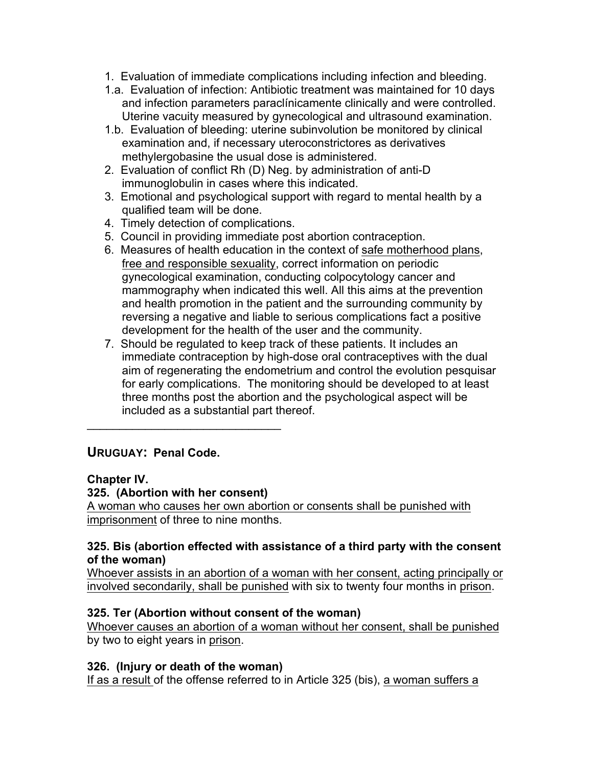1. Evaluation of immediate complications including infection and bleeding.

1.a. Evaluation of infection: Antibiotic treatment was maintained for 10 days and infection parameters paraclínicamente clinically and were controlled. Uterine vacuity measured by gynecological and ultrasound examination.

1.b. Evaluation of bleeding: uterine subinvolution be monitored by clinical examination and, if necessary uteroconstrictores as derivatives methylergobasine the usual dose is administered.

2. Evaluation of conflict Rh (D) Neg. by administration of anti-D immunoglobulin in cases where this indicated.
3. Emotional and psychological support with regard to mental health by a qualified team will be done.
4. Timely detection of complications.
5. Council in providing immediate post abortion contraception.
6. Measures of health education in the context of <u>safe motherhood plans</u>, <u>free and responsible sexuality</u>, correct information on periodic gynecological examination, conducting colpocytology cancer and mammography when indicated this well. All this aims at the prevention and health promotion in the patient and the surrounding community by reversing a negative and liable to serious complications fact a positive development for the health of the user and the community.
7. Should be regulated to keep track of these patients. It includes an immediate contraception by high-dose oral contraceptives with the dual aim of regenerating the endometrium and control the evolution pesquisar for early complications. The monitoring should be developed to at least three months post the abortion and the psychological aspect will be included as a substantial part thereof.

______________________________

## URUGUAY: Penal Code.

**Chapter IV.**

**325. (Abortion with her consent)**

<u>A woman who causes her own abortion or consents shall be punished with imprisonment</u> of three to nine months.

**325. Bis (abortion effected with assistance of a third party with the consent of the woman)**

<u>Whoever assists in an abortion of a woman with her consent, acting principally or involved secondarily, shall be punished</u> with six to twenty four months in <u>prison</u>.

**325. Ter (Abortion without consent of the woman)**

<u>Whoever causes an abortion of a woman without her consent, shall be punished</u> by two to eight years in <u>prison</u>.

**326. (Injury or death of the woman)**

<u>If as a result</u> of the offense referred to in Article 325 (bis), <u>a woman suffers a</u>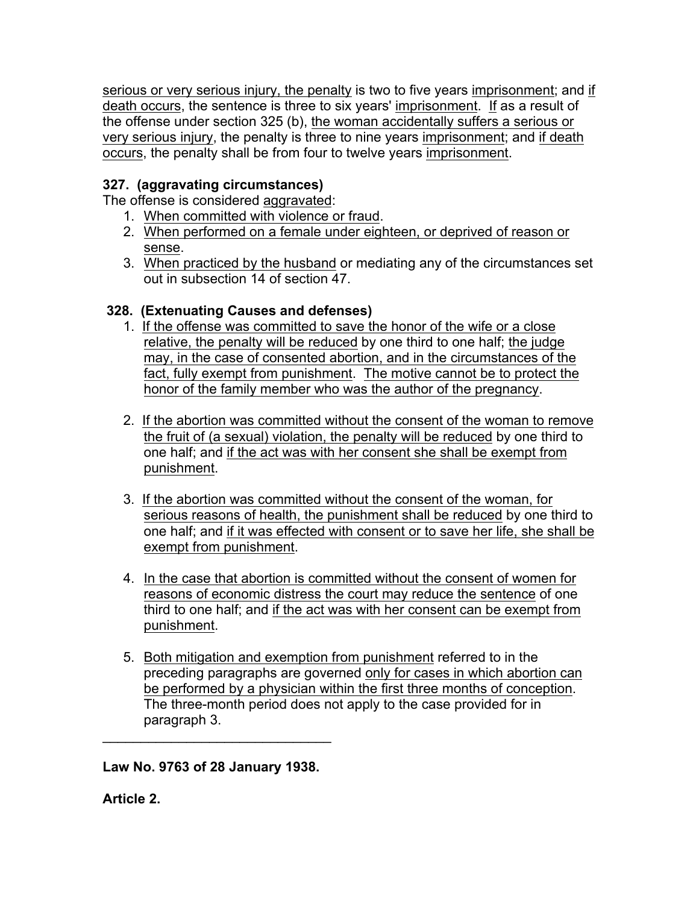serious or very serious injury, the penalty is two to five years imprisonment; and if death occurs, the sentence is three to six years' imprisonment. If as a result of the offense under section 325 (b), the woman accidentally suffers a serious or very serious injury, the penalty is three to nine years imprisonment; and if death occurs, the penalty shall be from four to twelve years imprisonment.

**327. (aggravating circumstances)**
The offense is considered aggravated:

1. When committed with violence or fraud.
2. When performed on a female under eighteen, or deprived of reason or sense.
3. When practiced by the husband or mediating any of the circumstances set out in subsection 14 of section 47.

**328. (Extenuating Causes and defenses)**

1. If the offense was committed to save the honor of the wife or a close relative, the penalty will be reduced by one third to one half; the judge may, in the case of consented abortion, and in the circumstances of the fact, fully exempt from punishment. The motive cannot be to protect the honor of the family member who was the author of the pregnancy.

2. If the abortion was committed without the consent of the woman to remove the fruit of (a sexual) violation, the penalty will be reduced by one third to one half; and if the act was with her consent she shall be exempt from punishment.

3. If the abortion was committed without the consent of the woman, for serious reasons of health, the punishment shall be reduced by one third to one half; and if it was effected with consent or to save her life, she shall be exempt from punishment.

4. In the case that abortion is committed without the consent of women for reasons of economic distress the court may reduce the sentence of one third to one half; and if the act was with her consent can be exempt from punishment.

5. Both mitigation and exemption from punishment referred to in the preceding paragraphs are governed only for cases in which abortion can be performed by a physician within the first three months of conception. The three-month period does not apply to the case provided for in paragraph 3.

---

**Law No. 9763 of 28 January 1938.**

**Article 2.**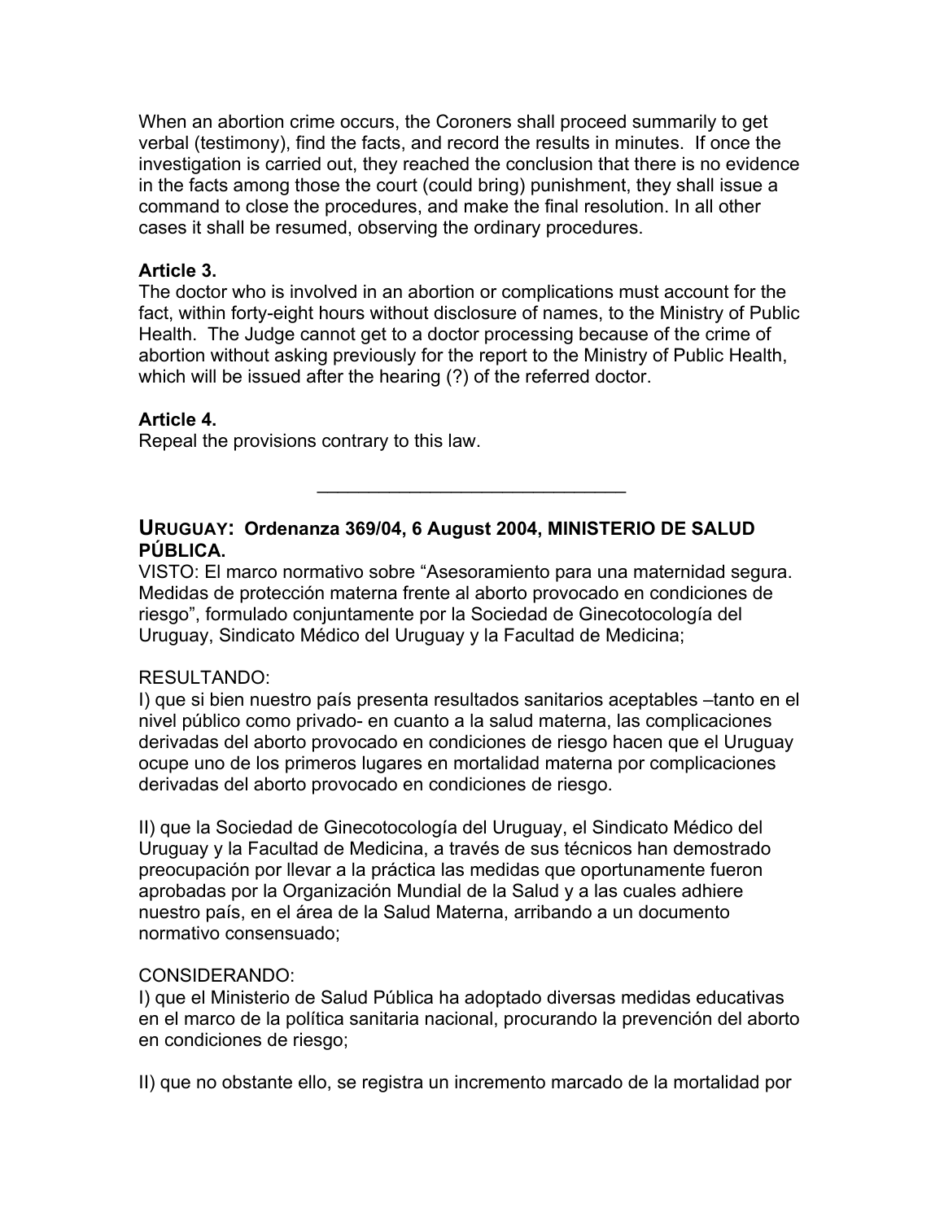When an abortion crime occurs, the Coroners shall proceed summarily to get verbal (testimony), find the facts, and record the results in minutes. If once the investigation is carried out, they reached the conclusion that there is no evidence in the facts among those the court (could bring) punishment, they shall issue a command to close the procedures, and make the final resolution. In all other cases it shall be resumed, observing the ordinary procedures.

**Article 3.**
The doctor who is involved in an abortion or complications must account for the fact, within forty-eight hours without disclosure of names, to the Ministry of Public Health. The Judge cannot get to a doctor processing because of the crime of abortion without asking previously for the report to the Ministry of Public Health, which will be issued after the hearing (?) of the referred doctor.

**Article 4.**
Repeal the provisions contrary to this law.

---

## URUGUAY: Ordenanza 369/04, 6 August 2004, MINISTERIO DE SALUD PÚBLICA.

VISTO: El marco normativo sobre "Asesoramiento para una maternidad segura. Medidas de protección materna frente al aborto provocado en condiciones de riesgo", formulado conjuntamente por la Sociedad de Ginecotocología del Uruguay, Sindicato Médico del Uruguay y la Facultad de Medicina;

RESULTANDO:
I) que si bien nuestro país presenta resultados sanitarios aceptables –tanto en el nivel público como privado- en cuanto a la salud materna, las complicaciones derivadas del aborto provocado en condiciones de riesgo hacen que el Uruguay ocupe uno de los primeros lugares en mortalidad materna por complicaciones derivadas del aborto provocado en condiciones de riesgo.

II) que la Sociedad de Ginecotocología del Uruguay, el Sindicato Médico del Uruguay y la Facultad de Medicina, a través de sus técnicos han demostrado preocupación por llevar a la práctica las medidas que oportunamente fueron aprobadas por la Organización Mundial de la Salud y a las cuales adhiere nuestro país, en el área de la Salud Materna, arribando a un documento normativo consensuado;

CONSIDERANDO:
I) que el Ministerio de Salud Pública ha adoptado diversas medidas educativas en el marco de la política sanitaria nacional, procurando la prevención del aborto en condiciones de riesgo;

II) que no obstante ello, se registra un incremento marcado de la mortalidad por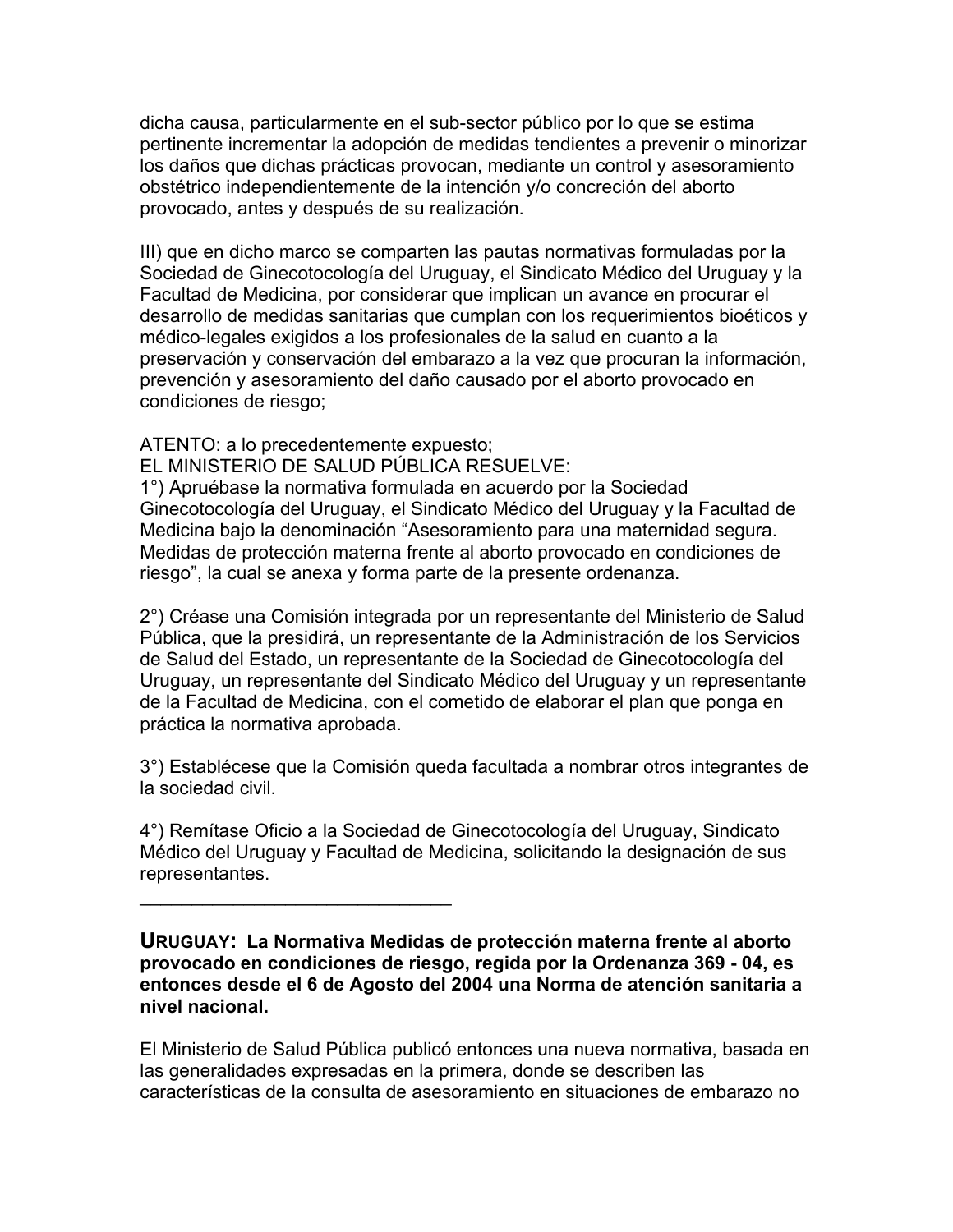dicha causa, particularmente en el sub-sector público por lo que se estima pertinente incrementar la adopción de medidas tendientes a prevenir o minorizar los daños que dichas prácticas provocan, mediante un control y asesoramiento obstétrico independientemente de la intención y/o concreción del aborto provocado, antes y después de su realización.

III) que en dicho marco se comparten las pautas normativas formuladas por la Sociedad de Ginecotocología del Uruguay, el Sindicato Médico del Uruguay y la Facultad de Medicina, por considerar que implican un avance en procurar el desarrollo de medidas sanitarias que cumplan con los requerimientos bioéticos y médico-legales exigidos a los profesionales de la salud en cuanto a la preservación y conservación del embarazo a la vez que procuran la información, prevención y asesoramiento del daño causado por el aborto provocado en condiciones de riesgo;

ATENTO: a lo precedentemente expuesto;
EL MINISTERIO DE SALUD PÚBLICA RESUELVE:
1°) Apruébase la normativa formulada en acuerdo por la Sociedad Ginecotocología del Uruguay, el Sindicato Médico del Uruguay y la Facultad de Medicina bajo la denominación "Asesoramiento para una maternidad segura. Medidas de protección materna frente al aborto provocado en condiciones de riesgo", la cual se anexa y forma parte de la presente ordenanza.

2°) Créase una Comisión integrada por un representante del Ministerio de Salud Pública, que la presidirá, un representante de la Administración de los Servicios de Salud del Estado, un representante de la Sociedad de Ginecotocología del Uruguay, un representante del Sindicato Médico del Uruguay y un representante de la Facultad de Medicina, con el cometido de elaborar el plan que ponga en práctica la normativa aprobada.

3°) Establécese que la Comisión queda facultada a nombrar otros integrantes de la sociedad civil.

4°) Remítase Oficio a la Sociedad de Ginecotocología del Uruguay, Sindicato Médico del Uruguay y Facultad de Medicina, solicitando la designación de sus representantes.

---

**URUGUAY: La Normativa Medidas de protección materna frente al aborto provocado en condiciones de riesgo, regida por la Ordenanza 369 - 04, es entonces desde el 6 de Agosto del 2004 una Norma de atención sanitaria a nivel nacional.**

El Ministerio de Salud Pública publicó entonces una nueva normativa, basada en las generalidades expresadas en la primera, donde se describen las características de la consulta de asesoramiento en situaciones de embarazo no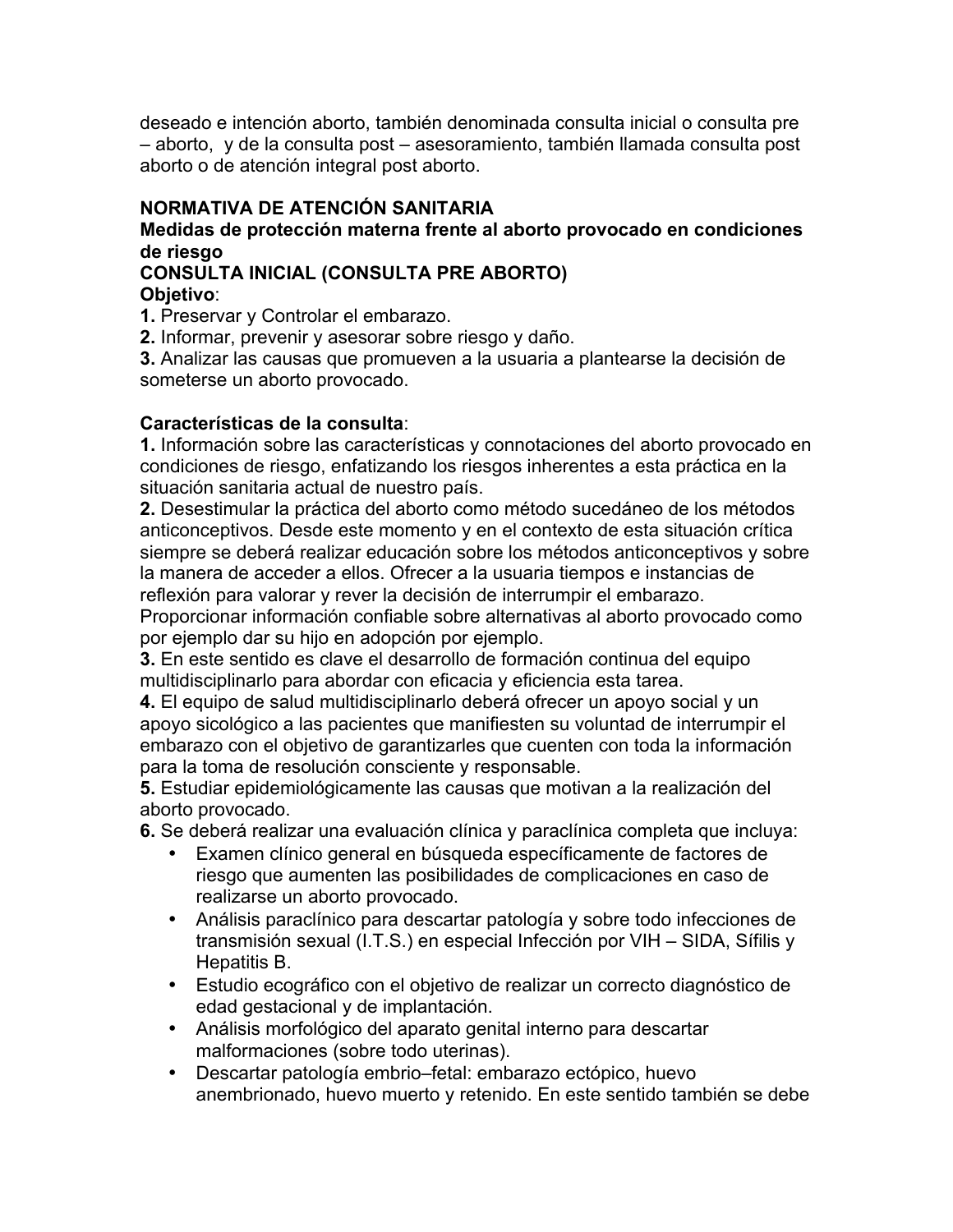deseado e intención aborto, también denominada consulta inicial o consulta pre – aborto, y de la consulta post – asesoramiento, también llamada consulta post aborto o de atención integral post aborto.

**NORMATIVA DE ATENCIÓN SANITARIA**

**Medidas de protección materna frente al aborto provocado en condiciones de riesgo**

**CONSULTA INICIAL (CONSULTA PRE ABORTO)**

**Objetivo**:

**1.** Preservar y Controlar el embarazo.
**2.** Informar, prevenir y asesorar sobre riesgo y daño.
**3.** Analizar las causas que promueven a la usuaria a plantearse la decisión de someterse un aborto provocado.

**Características de la consulta**:

**1.** Información sobre las características y connotaciones del aborto provocado en condiciones de riesgo, enfatizando los riesgos inherentes a esta práctica en la situación sanitaria actual de nuestro país.
**2.** Desestimular la práctica del aborto como método sucedáneo de los métodos anticonceptivos. Desde este momento y en el contexto de esta situación crítica siempre se deberá realizar educación sobre los métodos anticonceptivos y sobre la manera de acceder a ellos. Ofrecer a la usuaria tiempos e instancias de reflexión para valorar y rever la decisión de interrumpir el embarazo. Proporcionar información confiable sobre alternativas al aborto provocado como por ejemplo dar su hijo en adopción por ejemplo.
**3.** En este sentido es clave el desarrollo de formación continua del equipo multidisciplinarlo para abordar con eficacia y eficiencia esta tarea.
**4.** El equipo de salud multidisciplinarlo deberá ofrecer un apoyo social y un apoyo sicológico a las pacientes que manifiesten su voluntad de interrumpir el embarazo con el objetivo de garantizarles que cuenten con toda la información para la toma de resolución consciente y responsable.
**5.** Estudiar epidemiológicamente las causas que motivan a la realización del aborto provocado.
**6.** Se deberá realizar una evaluación clínica y paraclínica completa que incluya:

- Examen clínico general en búsqueda específicamente de factores de riesgo que aumenten las posibilidades de complicaciones en caso de realizarse un aborto provocado.
- Análisis paraclínico para descartar patología y sobre todo infecciones de transmisión sexual (I.T.S.) en especial Infección por VIH – SIDA, Sífilis y Hepatitis B.
- Estudio ecográfico con el objetivo de realizar un correcto diagnóstico de edad gestacional y de implantación.
- Análisis morfológico del aparato genital interno para descartar malformaciones (sobre todo uterinas).
- Descartar patología embrio–fetal: embarazo ectópico, huevo anembrionado, huevo muerto y retenido. En este sentido también se debe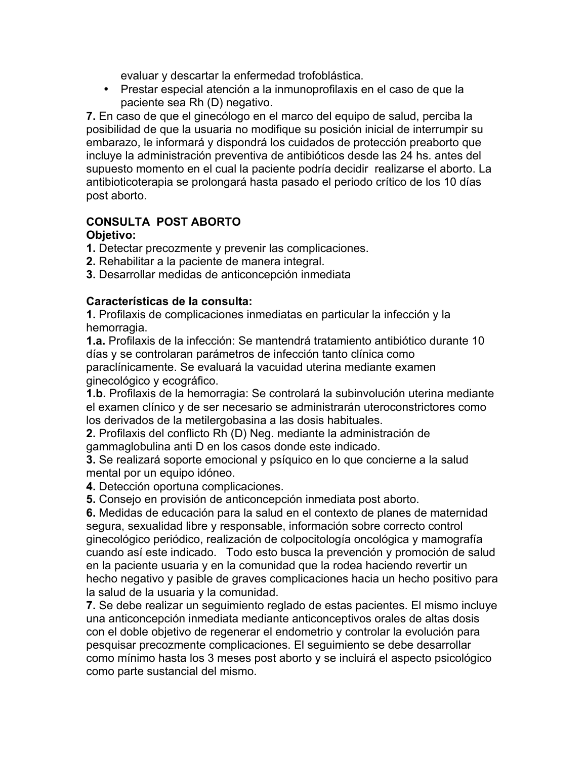evaluar y descartar la enfermedad trofoblástica.

- Prestar especial atención a la inmunoprofilaxis en el caso de que la paciente sea Rh (D) negativo.

**7.** En caso de que el ginecólogo en el marco del equipo de salud, perciba la posibilidad de que la usuaria no modifique su posición inicial de interrumpir su embarazo, le informará y dispondrá los cuidados de protección preaborto que incluye la administración preventiva de antibióticos desde las 24 hs. antes del supuesto momento en el cual la paciente podría decidir realizarse el aborto. La antibioticoterapia se prolongará hasta pasado el periodo crítico de los 10 días post aborto.

**CONSULTA POST ABORTO**

**Objetivo:**

**1.** Detectar precozmente y prevenir las complicaciones.
**2.** Rehabilitar a la paciente de manera integral.
**3.** Desarrollar medidas de anticoncepción inmediata

**Características de la consulta:**

**1.** Profilaxis de complicaciones inmediatas en particular la infección y la hemorragia.

**1.a.** Profilaxis de la infección: Se mantendrá tratamiento antibiótico durante 10 días y se controlaran parámetros de infección tanto clínica como paraclínicamente. Se evaluará la vacuidad uterina mediante examen ginecológico y ecográfico.

**1.b.** Profilaxis de la hemorragia: Se controlará la subinvolución uterina mediante el examen clínico y de ser necesario se administrarán uteroconstrictores como los derivados de la metilergobasina a las dosis habituales.

**2.** Profilaxis del conflicto Rh (D) Neg. mediante la administración de gammaglobulina anti D en los casos donde este indicado.

**3.** Se realizará soporte emocional y psíquico en lo que concierne a la salud mental por un equipo idóneo.

**4.** Detección oportuna complicaciones.

**5.** Consejo en provisión de anticoncepción inmediata post aborto.

**6.** Medidas de educación para la salud en el contexto de planes de maternidad segura, sexualidad libre y responsable, información sobre correcto control ginecológico periódico, realización de colpocitología oncológica y mamografía cuando así este indicado. Todo esto busca la prevención y promoción de salud en la paciente usuaria y en la comunidad que la rodea haciendo revertir un hecho negativo y pasible de graves complicaciones hacia un hecho positivo para la salud de la usuaria y la comunidad.

**7.** Se debe realizar un seguimiento reglado de estas pacientes. El mismo incluye una anticoncepción inmediata mediante anticonceptivos orales de altas dosis con el doble objetivo de regenerar el endometrio y controlar la evolución para pesquisar precozmente complicaciones. El seguimiento se debe desarrollar como mínimo hasta los 3 meses post aborto y se incluirá el aspecto psicológico como parte sustancial del mismo.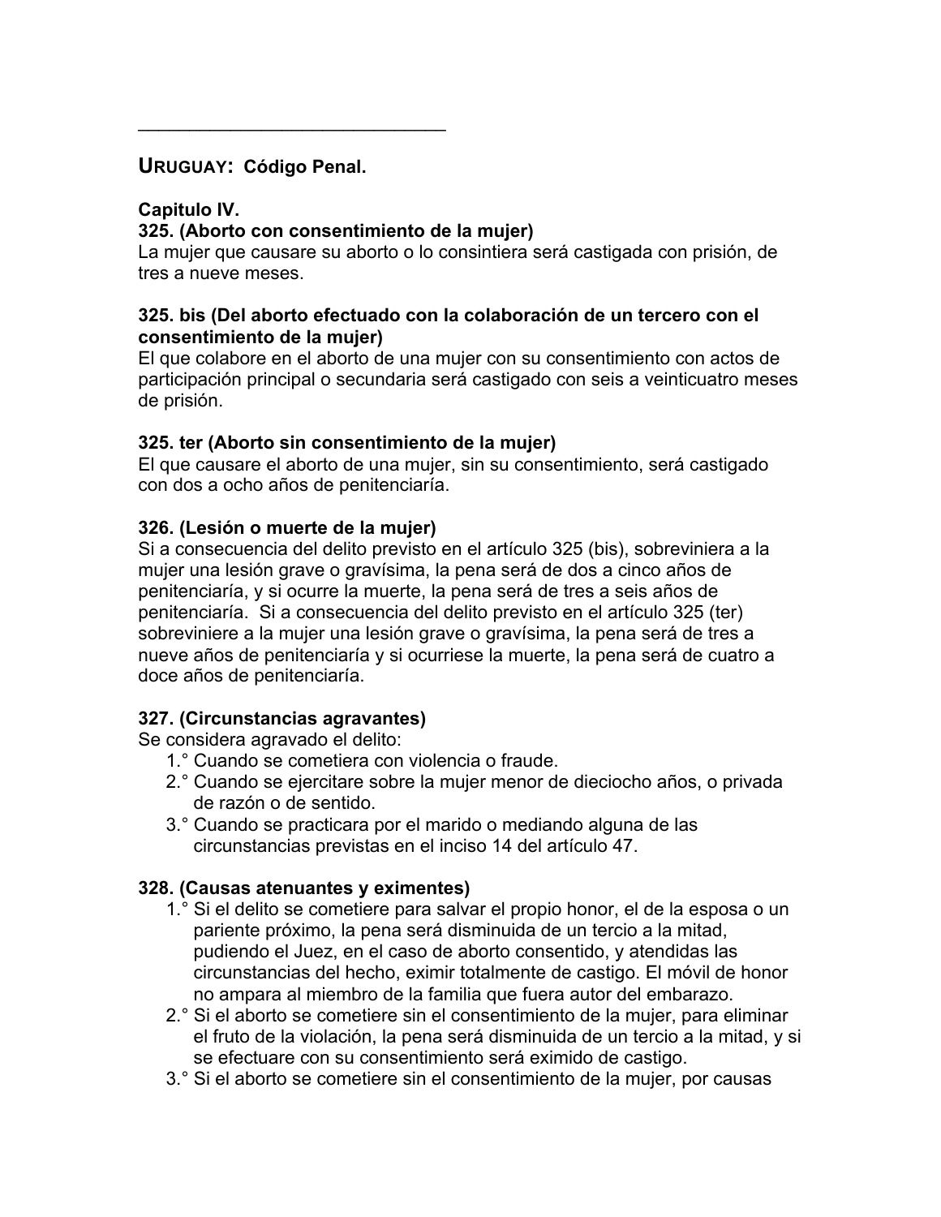______________________________

## URUGUAY: Código Penal.

**Capitulo IV.**

**325. (Aborto con consentimiento de la mujer)**
La mujer que causare su aborto o lo consintiera será castigada con prisión, de tres a nueve meses.

**325. bis (Del aborto efectuado con la colaboración de un tercero con el consentimiento de la mujer)**
El que colabore en el aborto de una mujer con su consentimiento con actos de participación principal o secundaria será castigado con seis a veinticuatro meses de prisión.

**325. ter (Aborto sin consentimiento de la mujer)**
El que causare el aborto de una mujer, sin su consentimiento, será castigado con dos a ocho años de penitenciaría.

**326. (Lesión o muerte de la mujer)**
Si a consecuencia del delito previsto en el artículo 325 (bis), sobreviniera a la mujer una lesión grave o gravísima, la pena será de dos a cinco años de penitenciaría, y si ocurre la muerte, la pena será de tres a seis años de penitenciaría. Si a consecuencia del delito previsto en el artículo 325 (ter) sobreviniere a la mujer una lesión grave o gravísima, la pena será de tres a nueve años de penitenciaría y si ocurriese la muerte, la pena será de cuatro a doce años de penitenciaría.

**327. (Circunstancias agravantes)**
Se considera agravado el delito:

1.° Cuando se cometiera con violencia o fraude.
2.° Cuando se ejercitare sobre la mujer menor de dieciocho años, o privada de razón o de sentido.
3.° Cuando se practicara por el marido o mediando alguna de las circunstancias previstas en el inciso 14 del artículo 47.

**328. (Causas atenuantes y eximentes)**

1.° Si el delito se cometiere para salvar el propio honor, el de la esposa o un pariente próximo, la pena será disminuida de un tercio a la mitad, pudiendo el Juez, en el caso de aborto consentido, y atendidas las circunstancias del hecho, eximir totalmente de castigo. El móvil de honor no ampara al miembro de la familia que fuera autor del embarazo.
2.° Si el aborto se cometiere sin el consentimiento de la mujer, para eliminar el fruto de la violación, la pena será disminuida de un tercio a la mitad, y si se efectuare con su consentimiento será eximido de castigo.
3.° Si el aborto se cometiere sin el consentimiento de la mujer, por causas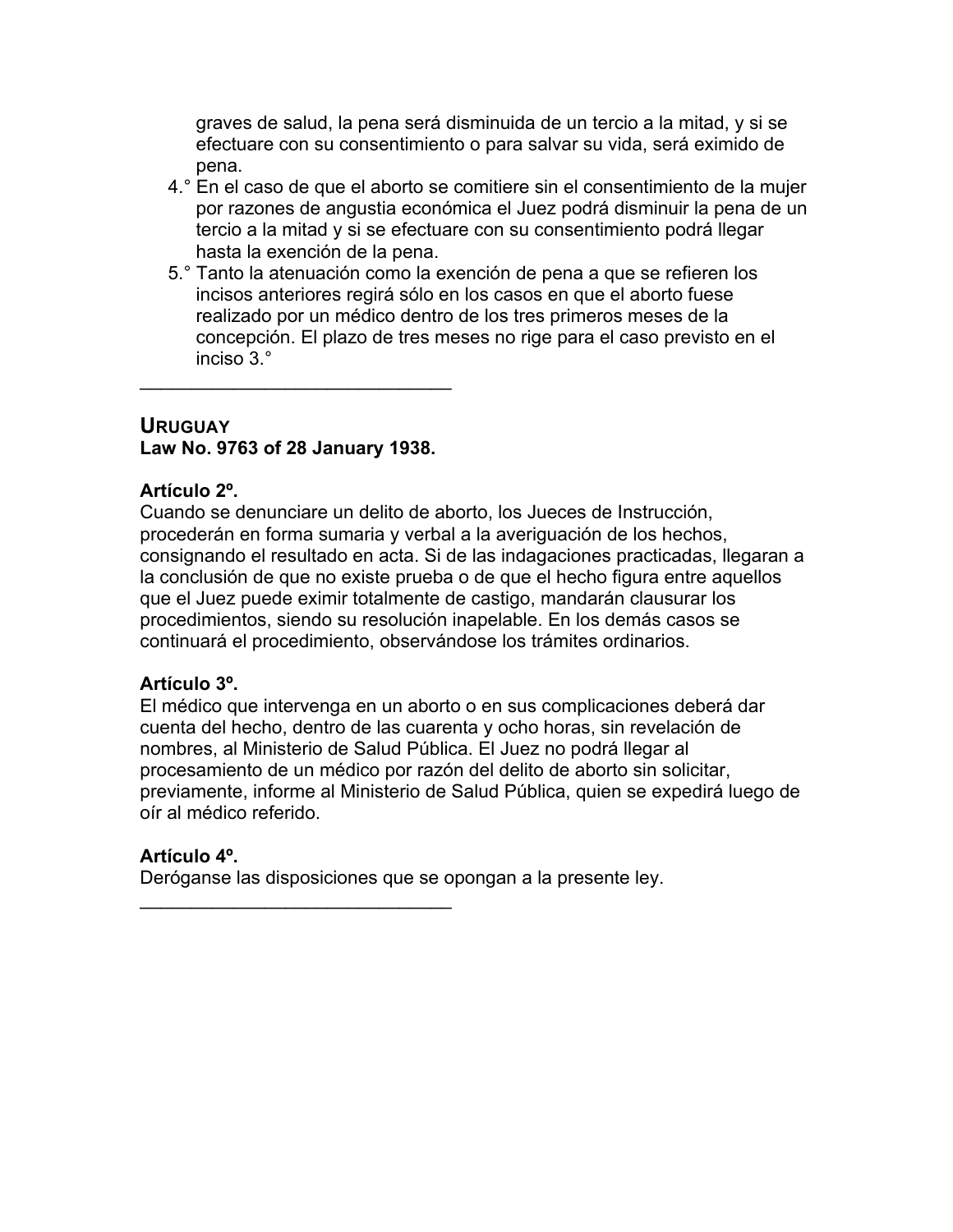graves de salud, la pena será disminuida de un tercio a la mitad, y si se efectuare con su consentimiento o para salvar su vida, será eximido de pena.

4.° En el caso de que el aborto se comitiere sin el consentimiento de la mujer por razones de angustia económica el Juez podrá disminuir la pena de un tercio a la mitad y si se efectuare con su consentimiento podrá llegar hasta la exención de la pena.

5.° Tanto la atenuación como la exención de pena a que se refieren los incisos anteriores regirá sólo en los casos en que el aborto fuese realizado por un médico dentro de los tres primeros meses de la concepción. El plazo de tres meses no rige para el caso previsto en el inciso 3.°

---

## URUGUAY

**Law No. 9763 of 28 January 1938.**

**Artículo 2º.**

Cuando se denunciare un delito de aborto, los Jueces de Instrucción, procederán en forma sumaria y verbal a la averiguación de los hechos, consignando el resultado en acta. Si de las indagaciones practicadas, llegaran a la conclusión de que no existe prueba o de que el hecho figura entre aquellos que el Juez puede eximir totalmente de castigo, mandarán clausurar los procedimientos, siendo su resolución inapelable. En los demás casos se continuará el procedimiento, observándose los trámites ordinarios.

**Artículo 3º.**

El médico que intervenga en un aborto o en sus complicaciones deberá dar cuenta del hecho, dentro de las cuarenta y ocho horas, sin revelación de nombres, al Ministerio de Salud Pública. El Juez no podrá llegar al procesamiento de un médico por razón del delito de aborto sin solicitar, previamente, informe al Ministerio de Salud Pública, quien se expedirá luego de oír al médico referido.

**Artículo 4º.**

Deróganse las disposiciones que se opongan a la presente ley.

---